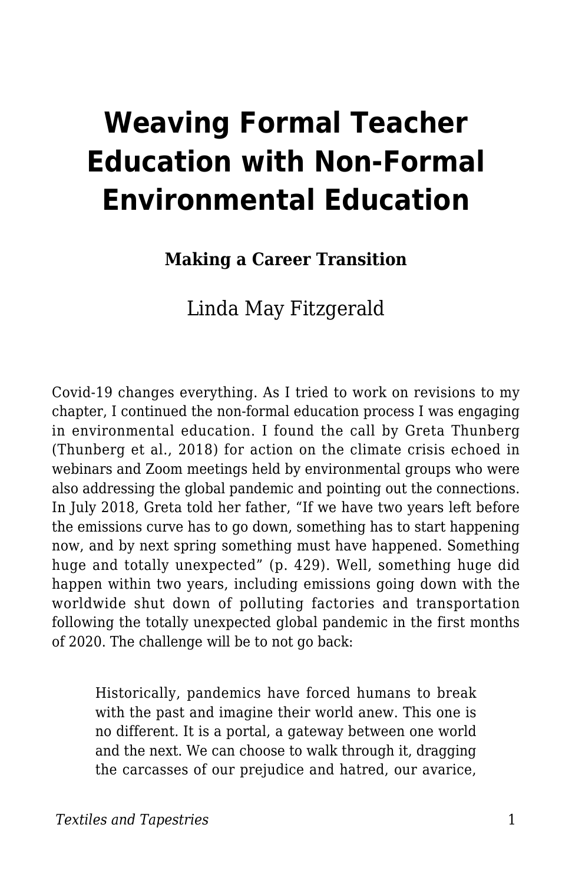# Weaving Formal Teacher Education with Non-Formal Environmental Education

**Making a Career Transition**

Linda May Fitzgerald

Covid-19 changes everything. As I tried to work on revisions to my chapter, I continued the non-formal education process I was engaging in environmental education. I found the call by Greta Thunberg (Thunberg et al., 2018) for action on the climate crisis echoed in webinars and Zoom meetings held by environmental groups who were also addressing the global pandemic and pointing out the connections. In July 2018, Greta told her father, "If we have two years left before the emissions curve has to go down, something has to start happening now, and by next spring something must have happened. Something huge and totally unexpected" (p. 429). Well, something huge did happen within two years, including emissions going down with the worldwide shut down of polluting factories and transportation following the totally unexpected global pandemic in the first months of 2020. The challenge will be to not go back:

> Historically, pandemics have forced humans to break with the past and imagine their world anew. This one is no different. It is a portal, a gateway between one world and the next. We can choose to walk through it, dragging the carcasses of our prejudice and hatred, our avarice,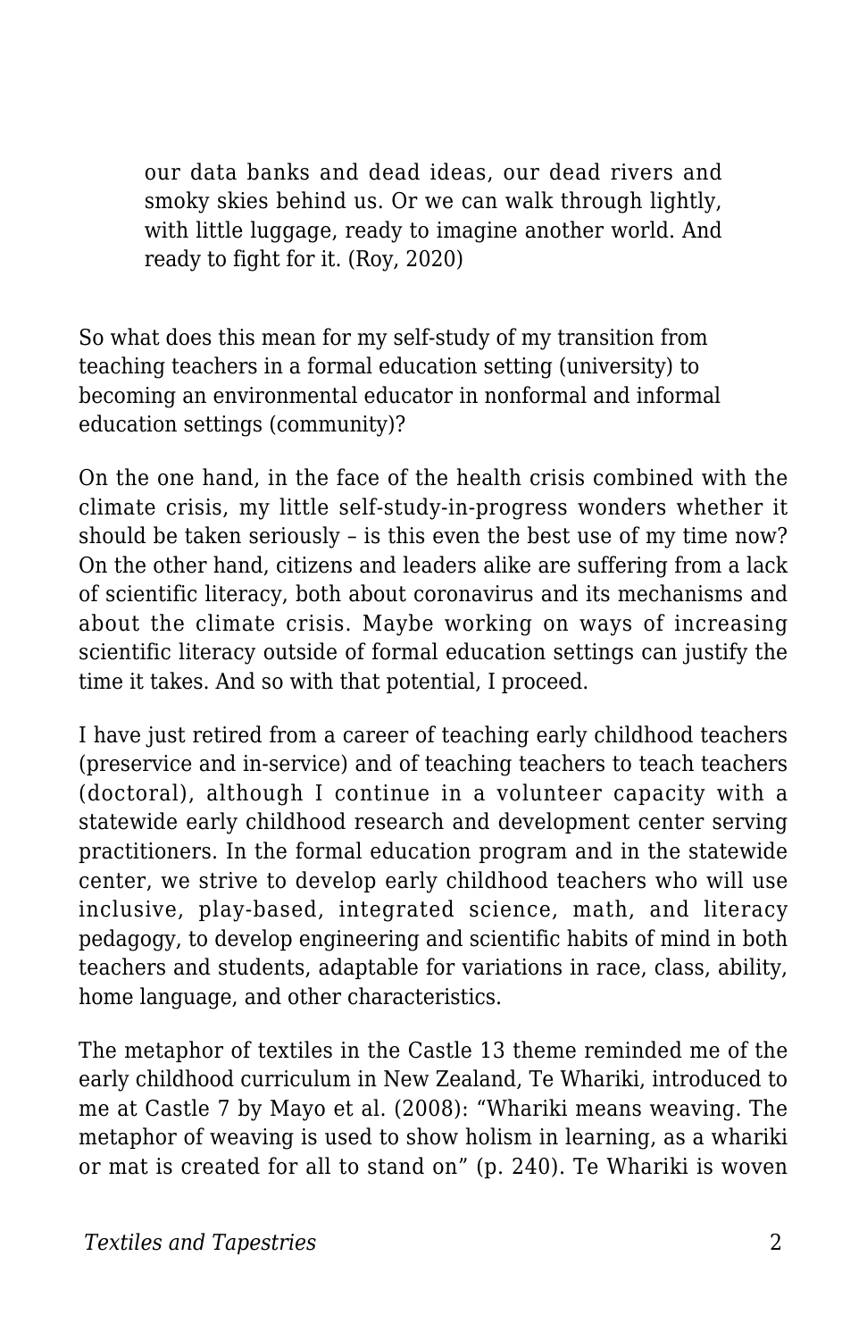> our data banks and dead ideas, our dead rivers and smoky skies behind us. Or we can walk through lightly, with little luggage, ready to imagine another world. And ready to fight for it. (Roy, 2020)

So what does this mean for my self-study of my transition from teaching teachers in a formal education setting (university) to becoming an environmental educator in nonformal and informal education settings (community)?

On the one hand, in the face of the health crisis combined with the climate crisis, my little self-study-in-progress wonders whether it should be taken seriously – is this even the best use of my time now? On the other hand, citizens and leaders alike are suffering from a lack of scientific literacy, both about coronavirus and its mechanisms and about the climate crisis. Maybe working on ways of increasing scientific literacy outside of formal education settings can justify the time it takes. And so with that potential, I proceed.

I have just retired from a career of teaching early childhood teachers (preservice and in-service) and of teaching teachers to teach teachers (doctoral), although I continue in a volunteer capacity with a statewide early childhood research and development center serving practitioners. In the formal education program and in the statewide center, we strive to develop early childhood teachers who will use inclusive, play-based, integrated science, math, and literacy pedagogy, to develop engineering and scientific habits of mind in both teachers and students, adaptable for variations in race, class, ability, home language, and other characteristics.

The metaphor of textiles in the Castle 13 theme reminded me of the early childhood curriculum in New Zealand, Te Whariki, introduced to me at Castle 7 by Mayo et al. (2008): "Whariki means weaving. The metaphor of weaving is used to show holism in learning, as a whariki or mat is created for all to stand on" (p. 240). Te Whariki is woven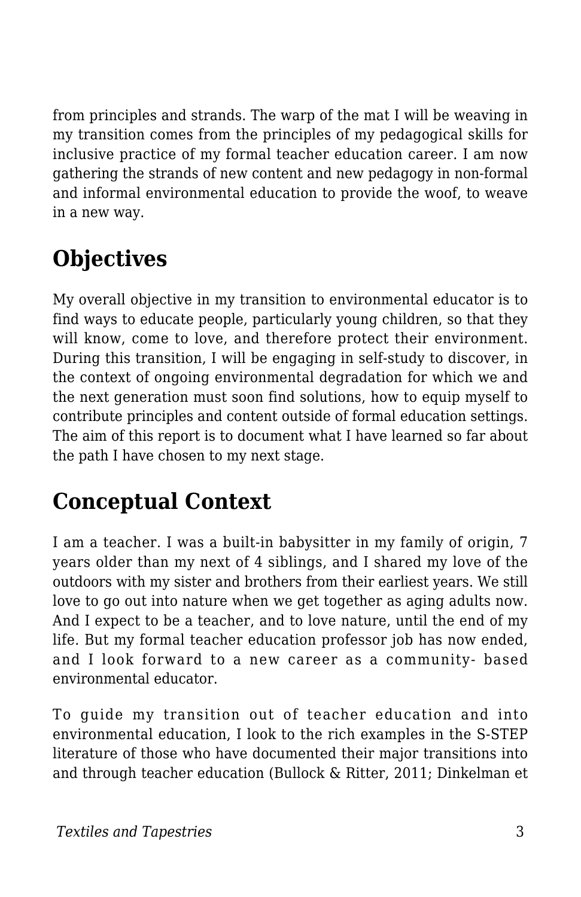from principles and strands. The warp of the mat I will be weaving in my transition comes from the principles of my pedagogical skills for inclusive practice of my formal teacher education career. I am now gathering the strands of new content and new pedagogy in non-formal and informal environmental education to provide the woof, to weave in a new way.

## Objectives

My overall objective in my transition to environmental educator is to find ways to educate people, particularly young children, so that they will know, come to love, and therefore protect their environment. During this transition, I will be engaging in self-study to discover, in the context of ongoing environmental degradation for which we and the next generation must soon find solutions, how to equip myself to contribute principles and content outside of formal education settings. The aim of this report is to document what I have learned so far about the path I have chosen to my next stage.

## Conceptual Context

I am a teacher. I was a built-in babysitter in my family of origin, 7 years older than my next of 4 siblings, and I shared my love of the outdoors with my sister and brothers from their earliest years. We still love to go out into nature when we get together as aging adults now. And I expect to be a teacher, and to love nature, until the end of my life. But my formal teacher education professor job has now ended, and I look forward to a new career as a community- based environmental educator.

To guide my transition out of teacher education and into environmental education, I look to the rich examples in the S-STEP literature of those who have documented their major transitions into and through teacher education (Bullock & Ritter, 2011; Dinkelman et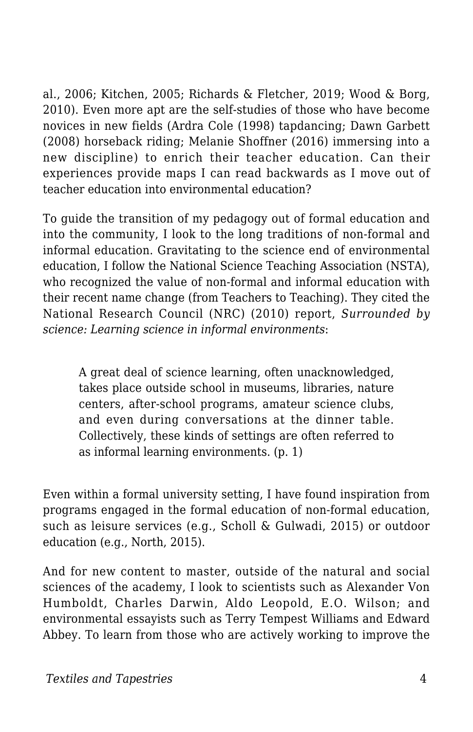al., 2006; Kitchen, 2005; Richards & Fletcher, 2019; Wood & Borg, 2010). Even more apt are the self-studies of those who have become novices in new fields (Ardra Cole (1998) tapdancing; Dawn Garbett (2008) horseback riding; Melanie Shoffner (2016) immersing into a new discipline) to enrich their teacher education. Can their experiences provide maps I can read backwards as I move out of teacher education into environmental education?

To guide the transition of my pedagogy out of formal education and into the community, I look to the long traditions of non-formal and informal education. Gravitating to the science end of environmental education, I follow the National Science Teaching Association (NSTA), who recognized the value of non-formal and informal education with their recent name change (from Teachers to Teaching). They cited the National Research Council (NRC) (2010) report, *Surrounded by science: Learning science in informal environments*:

> A great deal of science learning, often unacknowledged, takes place outside school in museums, libraries, nature centers, after-school programs, amateur science clubs, and even during conversations at the dinner table. Collectively, these kinds of settings are often referred to as informal learning environments. (p. 1)

Even within a formal university setting, I have found inspiration from programs engaged in the formal education of non-formal education, such as leisure services (e.g., Scholl & Gulwadi, 2015) or outdoor education (e.g., North, 2015).

And for new content to master, outside of the natural and social sciences of the academy, I look to scientists such as Alexander Von Humboldt, Charles Darwin, Aldo Leopold, E.O. Wilson; and environmental essayists such as Terry Tempest Williams and Edward Abbey. To learn from those who are actively working to improve the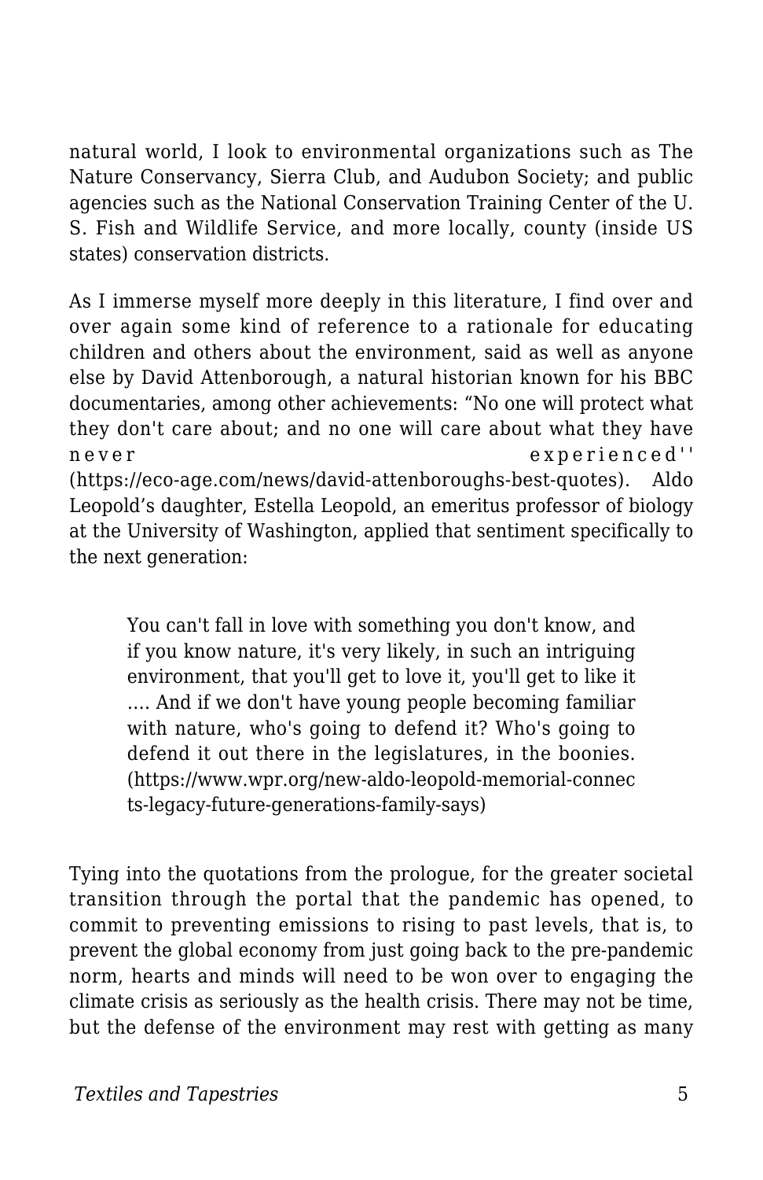natural world, I look to environmental organizations such as The Nature Conservancy, Sierra Club, and Audubon Society; and public agencies such as the National Conservation Training Center of the U. S. Fish and Wildlife Service, and more locally, county (inside US states) conservation districts.

As I immerse myself more deeply in this literature, I find over and over again some kind of reference to a rationale for educating children and others about the environment, said as well as anyone else by David Attenborough, a natural historian known for his BBC documentaries, among other achievements: "No one will protect what they don't care about; and no one will care about what they have never experienced'' (https://eco-age.com/news/david-attenboroughs-best-quotes). Aldo Leopold's daughter, Estella Leopold, an emeritus professor of biology at the University of Washington, applied that sentiment specifically to the next generation:

> You can't fall in love with something you don't know, and if you know nature, it's very likely, in such an intriguing environment, that you'll get to love it, you'll get to like it .... And if we don't have young people becoming familiar with nature, who's going to defend it? Who's going to defend it out there in the legislatures, in the boonies. (https://www.wpr.org/new-aldo-leopold-memorial-connects-legacy-future-generations-family-says)

Tying into the quotations from the prologue, for the greater societal transition through the portal that the pandemic has opened, to commit to preventing emissions to rising to past levels, that is, to prevent the global economy from just going back to the pre-pandemic norm, hearts and minds will need to be won over to engaging the climate crisis as seriously as the health crisis. There may not be time, but the defense of the environment may rest with getting as many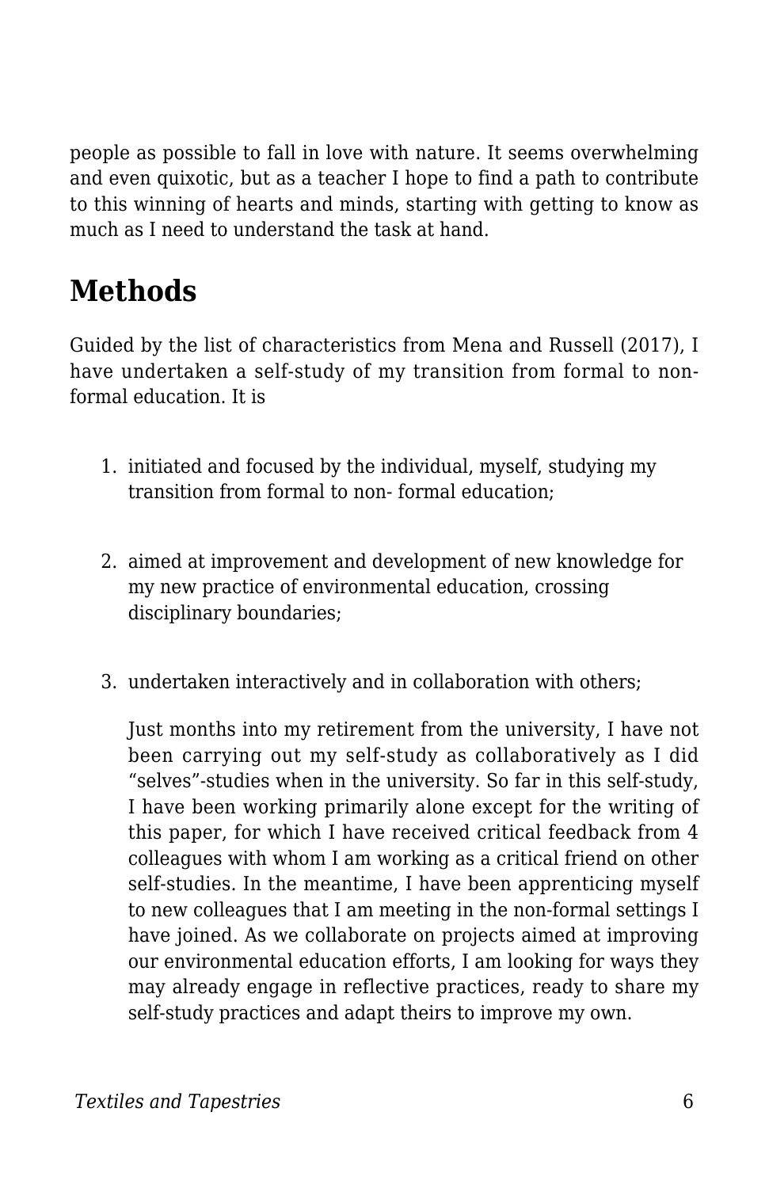people as possible to fall in love with nature. It seems overwhelming and even quixotic, but as a teacher I hope to find a path to contribute to this winning of hearts and minds, starting with getting to know as much as I need to understand the task at hand.

## Methods

Guided by the list of characteristics from Mena and Russell (2017), I have undertaken a self-study of my transition from formal to non-formal education. It is

1. initiated and focused by the individual, myself, studying my transition from formal to non- formal education;

2. aimed at improvement and development of new knowledge for my new practice of environmental education, crossing disciplinary boundaries;

3. undertaken interactively and in collaboration with others;

   Just months into my retirement from the university, I have not been carrying out my self-study as collaboratively as I did "selves"-studies when in the university. So far in this self-study, I have been working primarily alone except for the writing of this paper, for which I have received critical feedback from 4 colleagues with whom I am working as a critical friend on other self-studies. In the meantime, I have been apprenticing myself to new colleagues that I am meeting in the non-formal settings I have joined. As we collaborate on projects aimed at improving our environmental education efforts, I am looking for ways they may already engage in reflective practices, ready to share my self-study practices and adapt theirs to improve my own.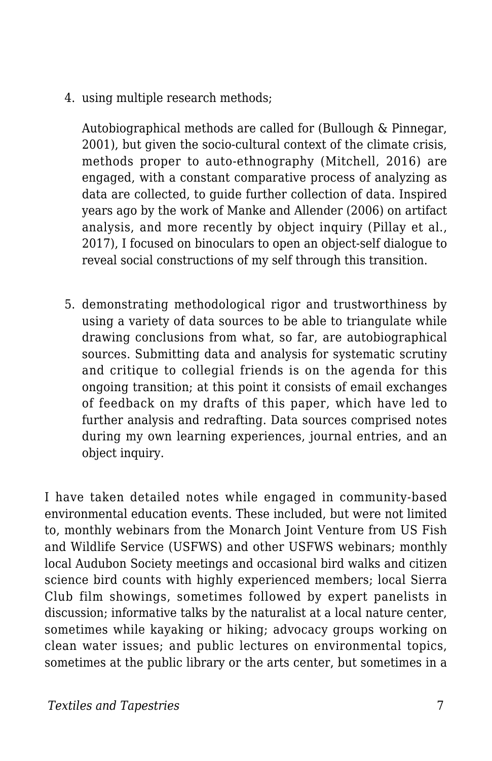4. using multiple research methods;

   Autobiographical methods are called for (Bullough & Pinnegar, 2001), but given the socio-cultural context of the climate crisis, methods proper to auto-ethnography (Mitchell, 2016) are engaged, with a constant comparative process of analyzing as data are collected, to guide further collection of data. Inspired years ago by the work of Manke and Allender (2006) on artifact analysis, and more recently by object inquiry (Pillay et al., 2017), I focused on binoculars to open an object-self dialogue to reveal social constructions of my self through this transition.

5. demonstrating methodological rigor and trustworthiness by using a variety of data sources to be able to triangulate while drawing conclusions from what, so far, are autobiographical sources. Submitting data and analysis for systematic scrutiny and critique to collegial friends is on the agenda for this ongoing transition; at this point it consists of email exchanges of feedback on my drafts of this paper, which have led to further analysis and redrafting. Data sources comprised notes during my own learning experiences, journal entries, and an object inquiry.

I have taken detailed notes while engaged in community-based environmental education events. These included, but were not limited to, monthly webinars from the Monarch Joint Venture from US Fish and Wildlife Service (USFWS) and other USFWS webinars; monthly local Audubon Society meetings and occasional bird walks and citizen science bird counts with highly experienced members; local Sierra Club film showings, sometimes followed by expert panelists in discussion; informative talks by the naturalist at a local nature center, sometimes while kayaking or hiking; advocacy groups working on clean water issues; and public lectures on environmental topics, sometimes at the public library or the arts center, but sometimes in a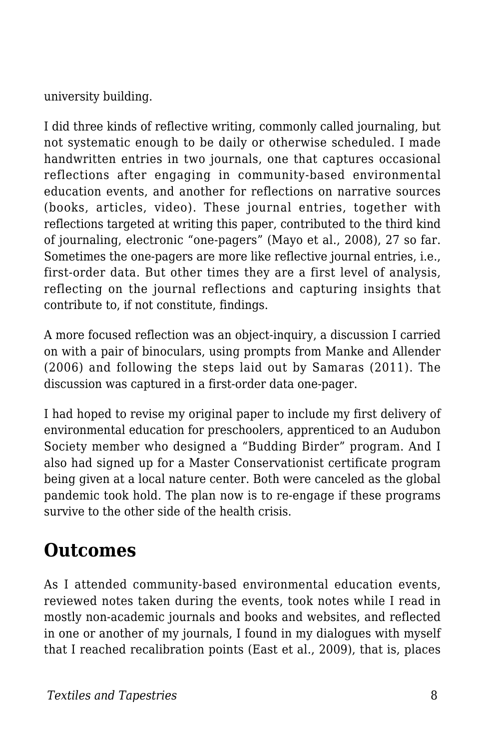university building.

I did three kinds of reflective writing, commonly called journaling, but not systematic enough to be daily or otherwise scheduled. I made handwritten entries in two journals, one that captures occasional reflections after engaging in community-based environmental education events, and another for reflections on narrative sources (books, articles, video). These journal entries, together with reflections targeted at writing this paper, contributed to the third kind of journaling, electronic “one-pagers” (Mayo et al., 2008), 27 so far. Sometimes the one-pagers are more like reflective journal entries, i.e., first-order data. But other times they are a first level of analysis, reflecting on the journal reflections and capturing insights that contribute to, if not constitute, findings.

A more focused reflection was an object-inquiry, a discussion I carried on with a pair of binoculars, using prompts from Manke and Allender (2006) and following the steps laid out by Samaras (2011). The discussion was captured in a first-order data one-pager.

I had hoped to revise my original paper to include my first delivery of environmental education for preschoolers, apprenticed to an Audubon Society member who designed a “Budding Birder” program. And I also had signed up for a Master Conservationist certificate program being given at a local nature center. Both were canceled as the global pandemic took hold. The plan now is to re-engage if these programs survive to the other side of the health crisis.

## Outcomes

As I attended community-based environmental education events, reviewed notes taken during the events, took notes while I read in mostly non-academic journals and books and websites, and reflected in one or another of my journals, I found in my dialogues with myself that I reached recalibration points (East et al., 2009), that is, places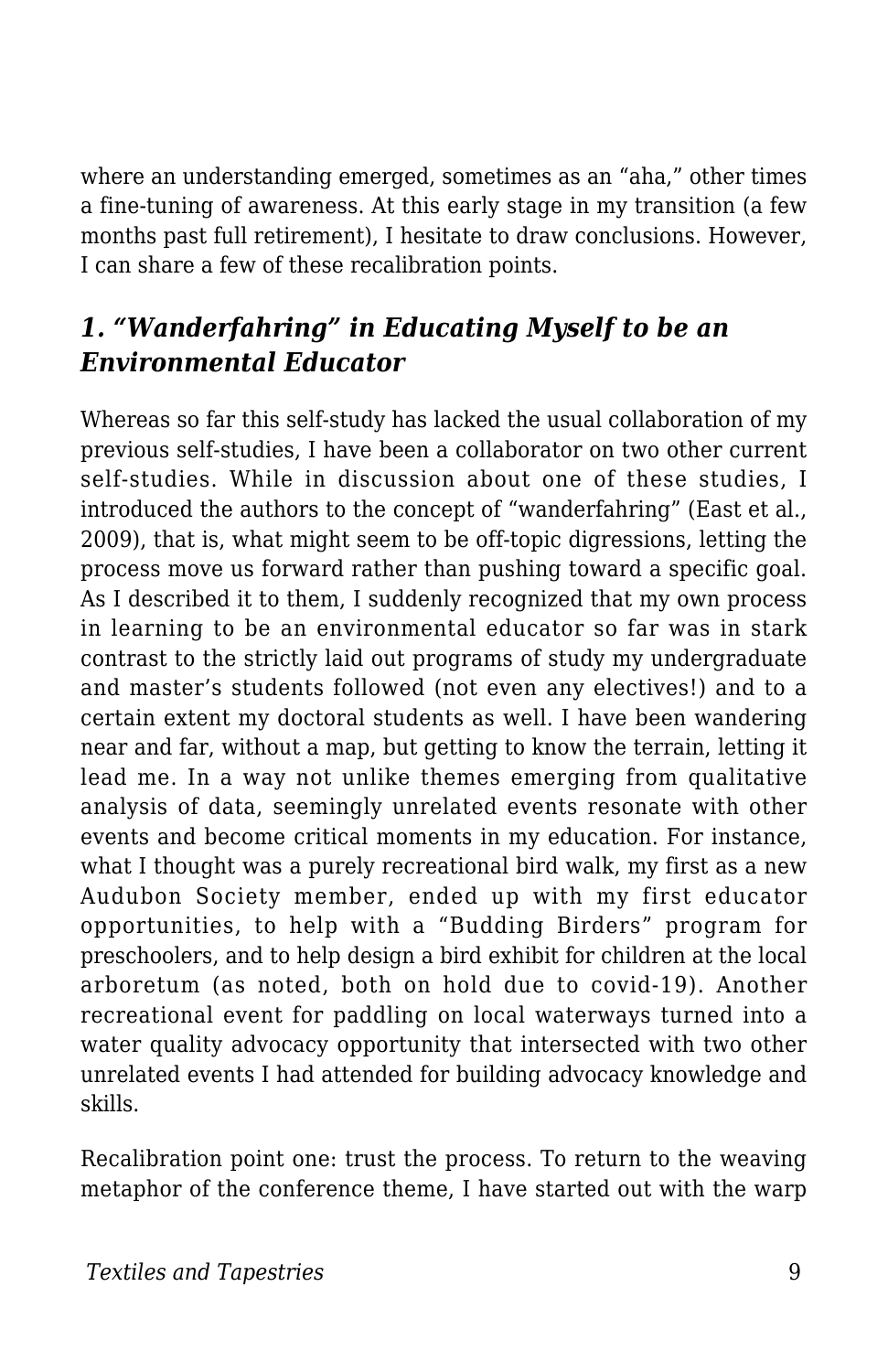where an understanding emerged, sometimes as an "aha," other times a fine-tuning of awareness. At this early stage in my transition (a few months past full retirement), I hesitate to draw conclusions. However, I can share a few of these recalibration points.

### *1. "Wanderfahring" in Educating Myself to be an Environmental Educator*

Whereas so far this self-study has lacked the usual collaboration of my previous self-studies, I have been a collaborator on two other current self-studies. While in discussion about one of these studies, I introduced the authors to the concept of "wanderfahring" (East et al., 2009), that is, what might seem to be off-topic digressions, letting the process move us forward rather than pushing toward a specific goal. As I described it to them, I suddenly recognized that my own process in learning to be an environmental educator so far was in stark contrast to the strictly laid out programs of study my undergraduate and master's students followed (not even any electives!) and to a certain extent my doctoral students as well. I have been wandering near and far, without a map, but getting to know the terrain, letting it lead me. In a way not unlike themes emerging from qualitative analysis of data, seemingly unrelated events resonate with other events and become critical moments in my education. For instance, what I thought was a purely recreational bird walk, my first as a new Audubon Society member, ended up with my first educator opportunities, to help with a "Budding Birders" program for preschoolers, and to help design a bird exhibit for children at the local arboretum (as noted, both on hold due to covid-19). Another recreational event for paddling on local waterways turned into a water quality advocacy opportunity that intersected with two other unrelated events I had attended for building advocacy knowledge and skills.

Recalibration point one: trust the process. To return to the weaving metaphor of the conference theme, I have started out with the warp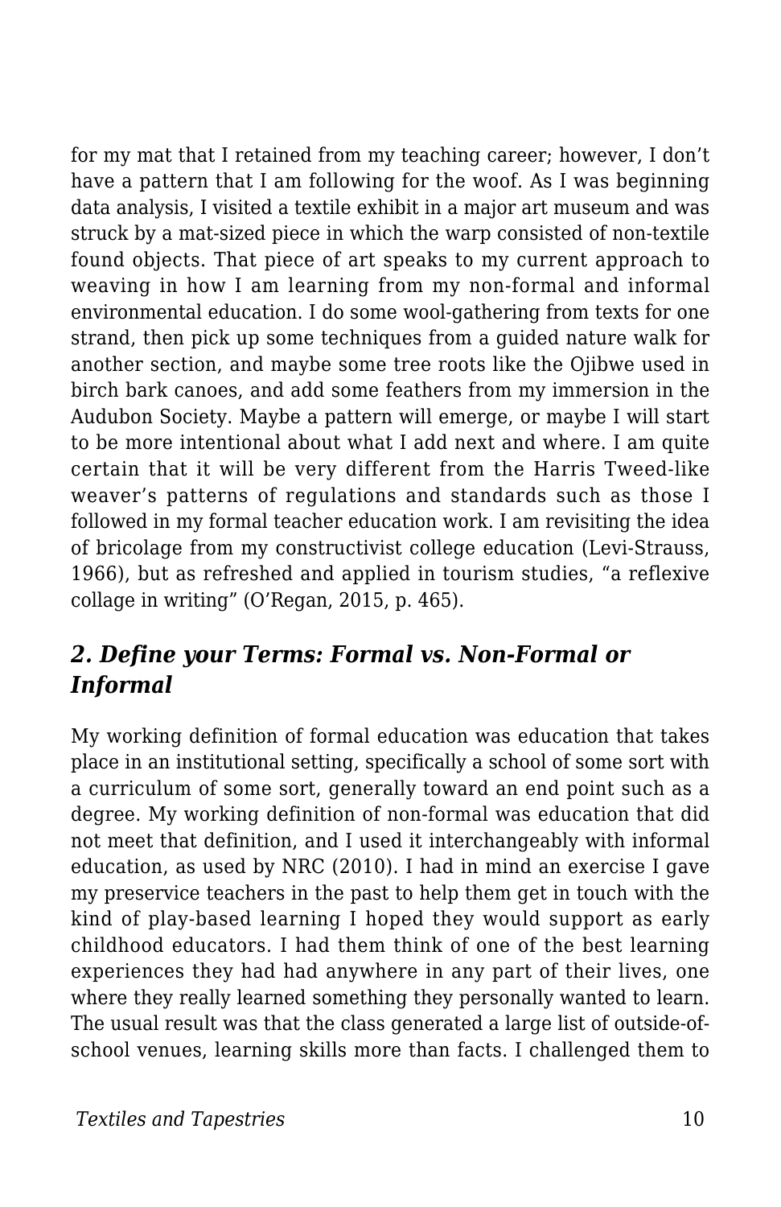for my mat that I retained from my teaching career; however, I don't have a pattern that I am following for the woof. As I was beginning data analysis, I visited a textile exhibit in a major art museum and was struck by a mat-sized piece in which the warp consisted of non-textile found objects. That piece of art speaks to my current approach to weaving in how I am learning from my non-formal and informal environmental education. I do some wool-gathering from texts for one strand, then pick up some techniques from a guided nature walk for another section, and maybe some tree roots like the Ojibwe used in birch bark canoes, and add some feathers from my immersion in the Audubon Society. Maybe a pattern will emerge, or maybe I will start to be more intentional about what I add next and where. I am quite certain that it will be very different from the Harris Tweed-like weaver's patterns of regulations and standards such as those I followed in my formal teacher education work. I am revisiting the idea of bricolage from my constructivist college education (Levi-Strauss, 1966), but as refreshed and applied in tourism studies, "a reflexive collage in writing" (O'Regan, 2015, p. 465).

## *2. Define your Terms: Formal vs. Non-Formal or Informal*

My working definition of formal education was education that takes place in an institutional setting, specifically a school of some sort with a curriculum of some sort, generally toward an end point such as a degree. My working definition of non-formal was education that did not meet that definition, and I used it interchangeably with informal education, as used by NRC (2010). I had in mind an exercise I gave my preservice teachers in the past to help them get in touch with the kind of play-based learning I hoped they would support as early childhood educators. I had them think of one of the best learning experiences they had had anywhere in any part of their lives, one where they really learned something they personally wanted to learn. The usual result was that the class generated a large list of outside-of-school venues, learning skills more than facts. I challenged them to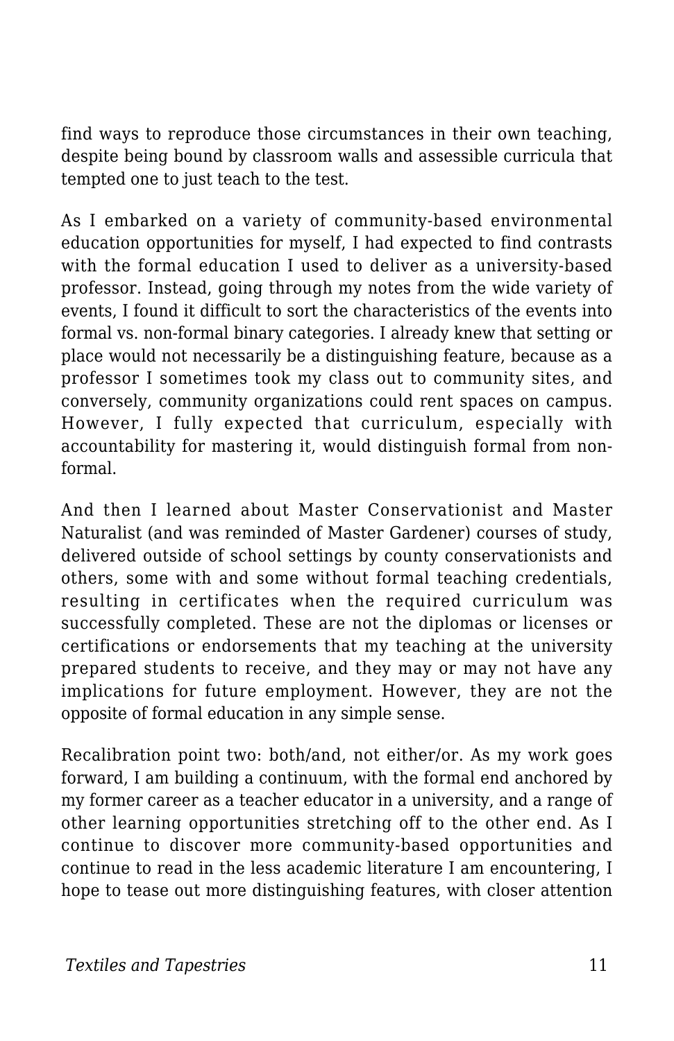find ways to reproduce those circumstances in their own teaching, despite being bound by classroom walls and assessible curricula that tempted one to just teach to the test.

As I embarked on a variety of community-based environmental education opportunities for myself, I had expected to find contrasts with the formal education I used to deliver as a university-based professor. Instead, going through my notes from the wide variety of events, I found it difficult to sort the characteristics of the events into formal vs. non-formal binary categories. I already knew that setting or place would not necessarily be a distinguishing feature, because as a professor I sometimes took my class out to community sites, and conversely, community organizations could rent spaces on campus. However, I fully expected that curriculum, especially with accountability for mastering it, would distinguish formal from non-formal.

And then I learned about Master Conservationist and Master Naturalist (and was reminded of Master Gardener) courses of study, delivered outside of school settings by county conservationists and others, some with and some without formal teaching credentials, resulting in certificates when the required curriculum was successfully completed. These are not the diplomas or licenses or certifications or endorsements that my teaching at the university prepared students to receive, and they may or may not have any implications for future employment. However, they are not the opposite of formal education in any simple sense.

Recalibration point two: both/and, not either/or. As my work goes forward, I am building a continuum, with the formal end anchored by my former career as a teacher educator in a university, and a range of other learning opportunities stretching off to the other end. As I continue to discover more community-based opportunities and continue to read in the less academic literature I am encountering, I hope to tease out more distinguishing features, with closer attention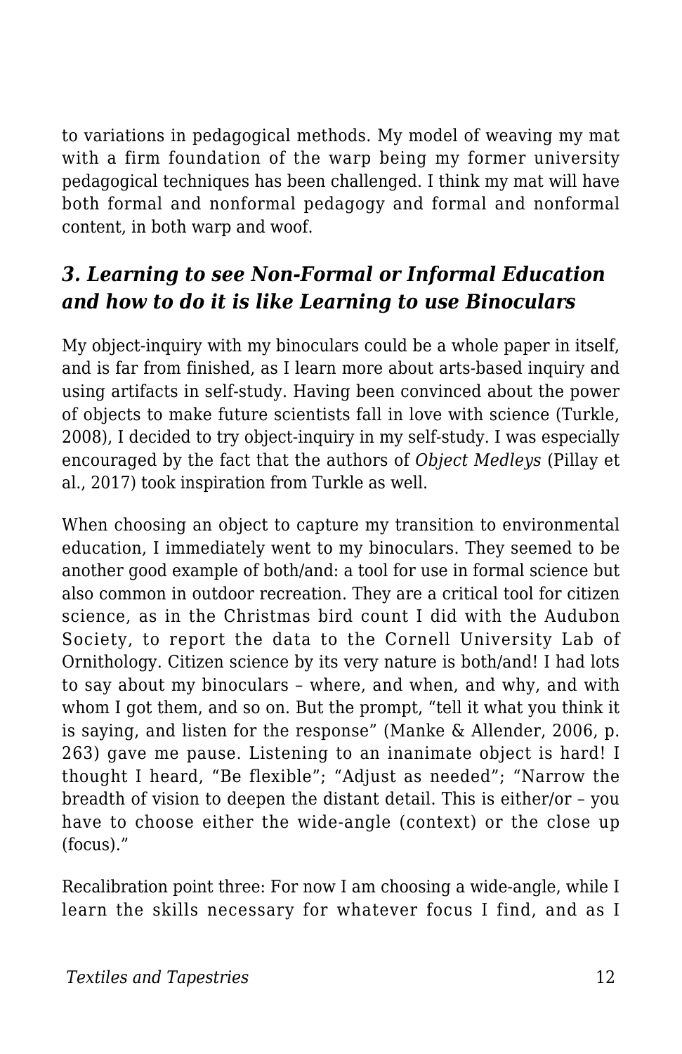to variations in pedagogical methods. My model of weaving my mat with a firm foundation of the warp being my former university pedagogical techniques has been challenged. I think my mat will have both formal and nonformal pedagogy and formal and nonformal content, in both warp and woof.

### *3. Learning to see Non-Formal or Informal Education and how to do it is like Learning to use Binoculars*

My object-inquiry with my binoculars could be a whole paper in itself, and is far from finished, as I learn more about arts-based inquiry and using artifacts in self-study. Having been convinced about the power of objects to make future scientists fall in love with science (Turkle, 2008), I decided to try object-inquiry in my self-study. I was especially encouraged by the fact that the authors of *Object Medleys* (Pillay et al., 2017) took inspiration from Turkle as well.

When choosing an object to capture my transition to environmental education, I immediately went to my binoculars. They seemed to be another good example of both/and: a tool for use in formal science but also common in outdoor recreation. They are a critical tool for citizen science, as in the Christmas bird count I did with the Audubon Society, to report the data to the Cornell University Lab of Ornithology. Citizen science by its very nature is both/and! I had lots to say about my binoculars – where, and when, and why, and with whom I got them, and so on. But the prompt, "tell it what you think it is saying, and listen for the response" (Manke & Allender, 2006, p. 263) gave me pause. Listening to an inanimate object is hard! I thought I heard, "Be flexible"; "Adjust as needed"; "Narrow the breadth of vision to deepen the distant detail. This is either/or – you have to choose either the wide-angle (context) or the close up (focus)."

Recalibration point three: For now I am choosing a wide-angle, while I learn the skills necessary for whatever focus I find, and as I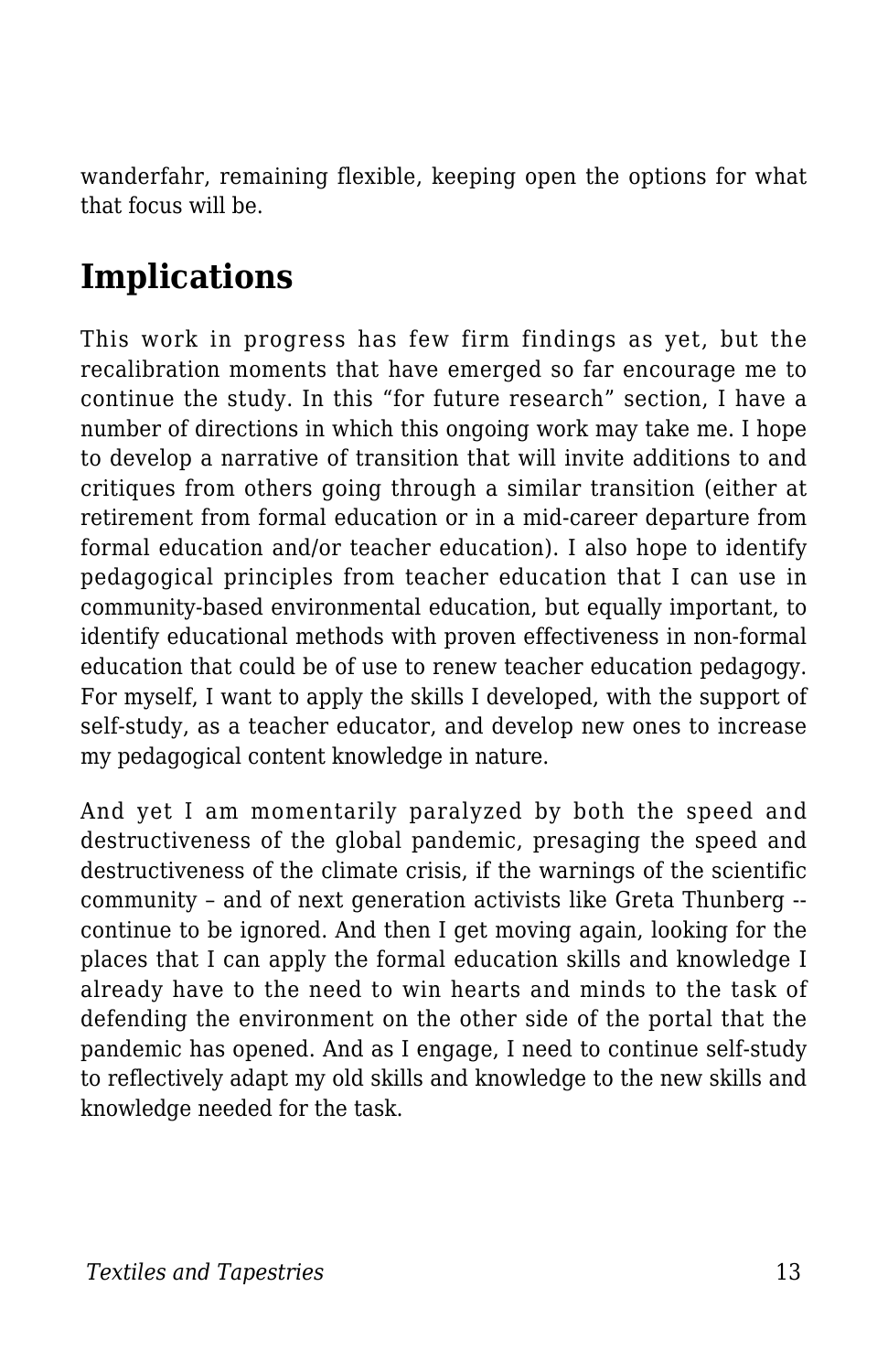wanderfahr, remaining flexible, keeping open the options for what that focus will be.

## Implications

This work in progress has few firm findings as yet, but the recalibration moments that have emerged so far encourage me to continue the study. In this "for future research" section, I have a number of directions in which this ongoing work may take me. I hope to develop a narrative of transition that will invite additions to and critiques from others going through a similar transition (either at retirement from formal education or in a mid-career departure from formal education and/or teacher education). I also hope to identify pedagogical principles from teacher education that I can use in community-based environmental education, but equally important, to identify educational methods with proven effectiveness in non-formal education that could be of use to renew teacher education pedagogy. For myself, I want to apply the skills I developed, with the support of self-study, as a teacher educator, and develop new ones to increase my pedagogical content knowledge in nature.

And yet I am momentarily paralyzed by both the speed and destructiveness of the global pandemic, presaging the speed and destructiveness of the climate crisis, if the warnings of the scientific community – and of next generation activists like Greta Thunberg -- continue to be ignored. And then I get moving again, looking for the places that I can apply the formal education skills and knowledge I already have to the need to win hearts and minds to the task of defending the environment on the other side of the portal that the pandemic has opened. And as I engage, I need to continue self-study to reflectively adapt my old skills and knowledge to the new skills and knowledge needed for the task.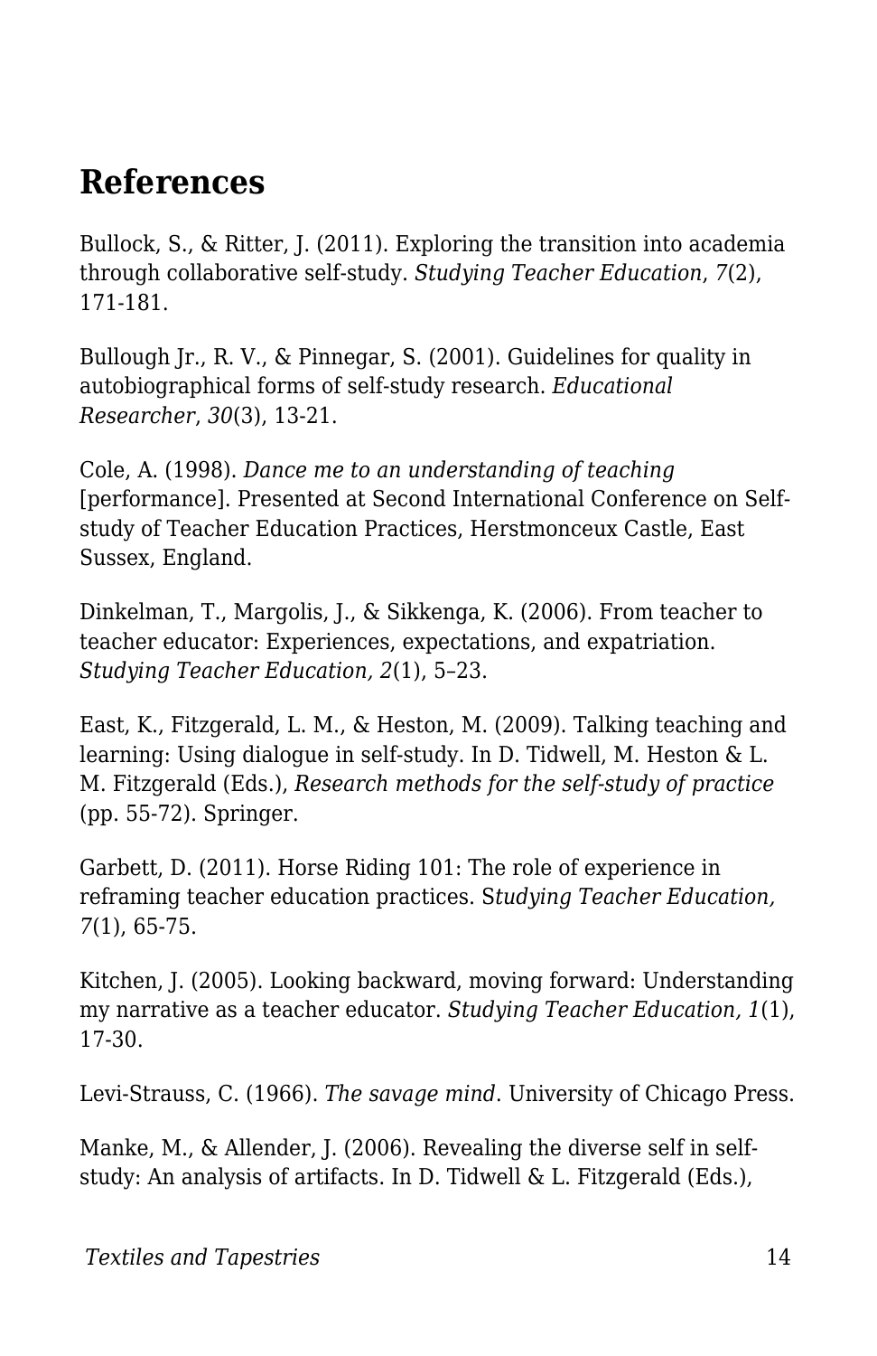## References

Bullock, S., & Ritter, J. (2011). Exploring the transition into academia through collaborative self-study. *Studying Teacher Education*, *7*(2), 171-181.

Bullough Jr., R. V., & Pinnegar, S. (2001). Guidelines for quality in autobiographical forms of self-study research. *Educational Researcher*, *30*(3), 13-21.

Cole, A. (1998). *Dance me to an understanding of teaching* [performance]. Presented at Second International Conference on Self-study of Teacher Education Practices, Herstmonceux Castle, East Sussex, England.

Dinkelman, T., Margolis, J., & Sikkenga, K. (2006). From teacher to teacher educator: Experiences, expectations, and expatriation. *Studying Teacher Education, 2*(1), 5–23.

East, K., Fitzgerald, L. M., & Heston, M. (2009). Talking teaching and learning: Using dialogue in self-study. In D. Tidwell, M. Heston & L. M. Fitzgerald (Eds.), *Research methods for the self-study of practice* (pp. 55-72). Springer.

Garbett, D. (2011). Horse Riding 101: The role of experience in reframing teacher education practices. S*tudying Teacher Education, 7*(1), 65-75.

Kitchen, J. (2005). Looking backward, moving forward: Understanding my narrative as a teacher educator. *Studying Teacher Education, 1*(1), 17-30.

Levi-Strauss, C. (1966). *The savage mind*. University of Chicago Press.

Manke, M., & Allender, J. (2006). Revealing the diverse self in self-study: An analysis of artifacts. In D. Tidwell & L. Fitzgerald (Eds.),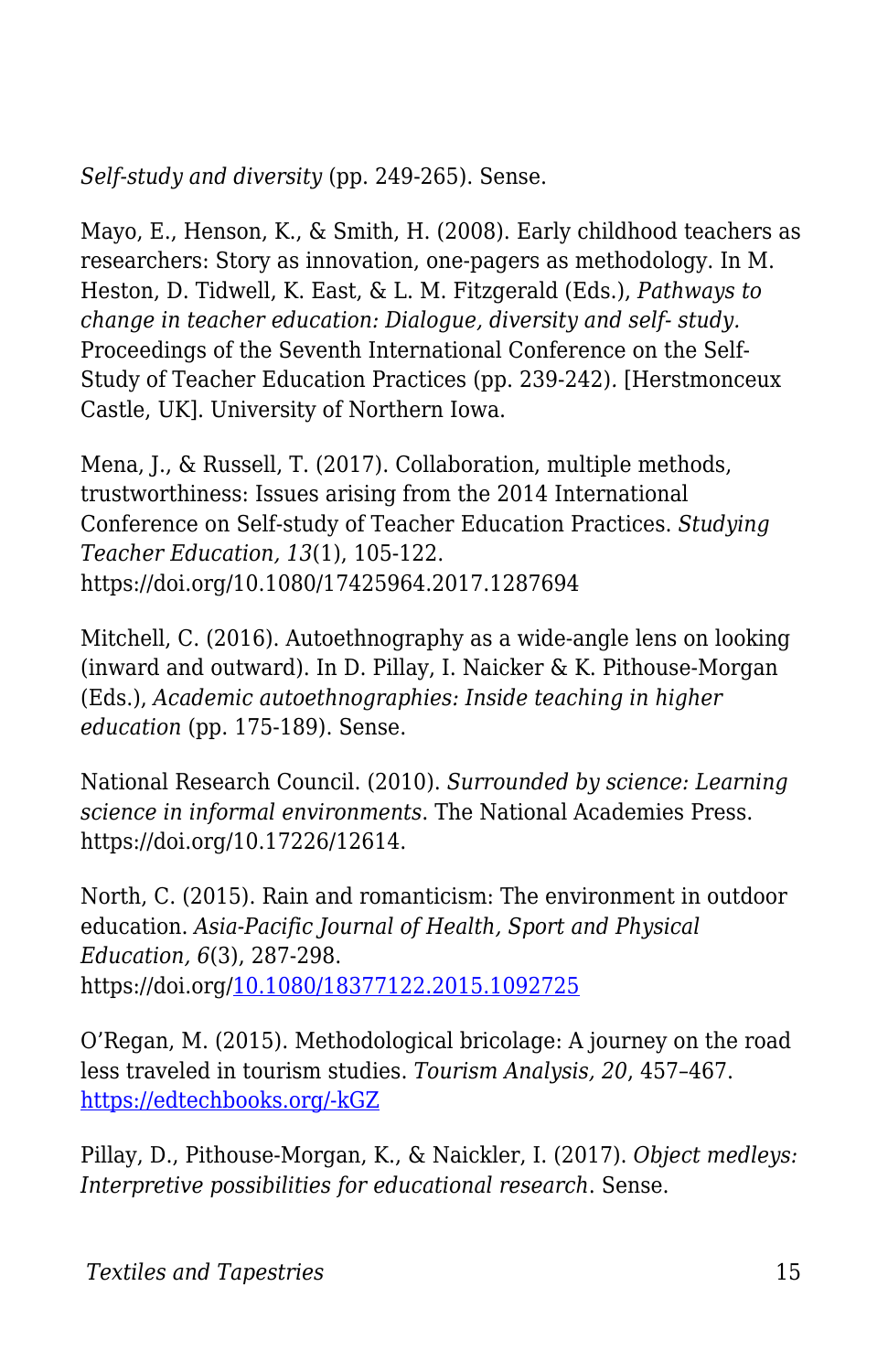*Self-study and diversity* (pp. 249-265). Sense.

Mayo, E., Henson, K., & Smith, H. (2008). Early childhood teachers as researchers: Story as innovation, one-pagers as methodology. In M. Heston, D. Tidwell, K. East, & L. M. Fitzgerald (Eds.), *Pathways to change in teacher education: Dialogue, diversity and self- study.* Proceedings of the Seventh International Conference on the Self-Study of Teacher Education Practices (pp. 239-242). [Herstmonceux Castle, UK]. University of Northern Iowa.

Mena, J., & Russell, T. (2017). Collaboration, multiple methods, trustworthiness: Issues arising from the 2014 International Conference on Self-study of Teacher Education Practices. *Studying Teacher Education, 13*(1), 105-122. https://doi.org/10.1080/17425964.2017.1287694

Mitchell, C. (2016). Autoethnography as a wide-angle lens on looking (inward and outward). In D. Pillay, I. Naicker & K. Pithouse-Morgan (Eds.), *Academic autoethnographies: Inside teaching in higher education* (pp. 175-189). Sense.

National Research Council. (2010). *Surrounded by science: Learning science in informal environments*. The National Academies Press. https://doi.org/10.17226/12614.

North, C. (2015). Rain and romanticism: The environment in outdoor education. *Asia-Pacific Journal of Health, Sport and Physical Education, 6*(3), 287-298. https://doi.org/10.1080/18377122.2015.1092725

O'Regan, M. (2015). Methodological bricolage: A journey on the road less traveled in tourism studies. *Tourism Analysis, 20*, 457–467. https://edtechbooks.org/-kGZ

Pillay, D., Pithouse-Morgan, K., & Naickler, I. (2017). *Object medleys: Interpretive possibilities for educational research*. Sense.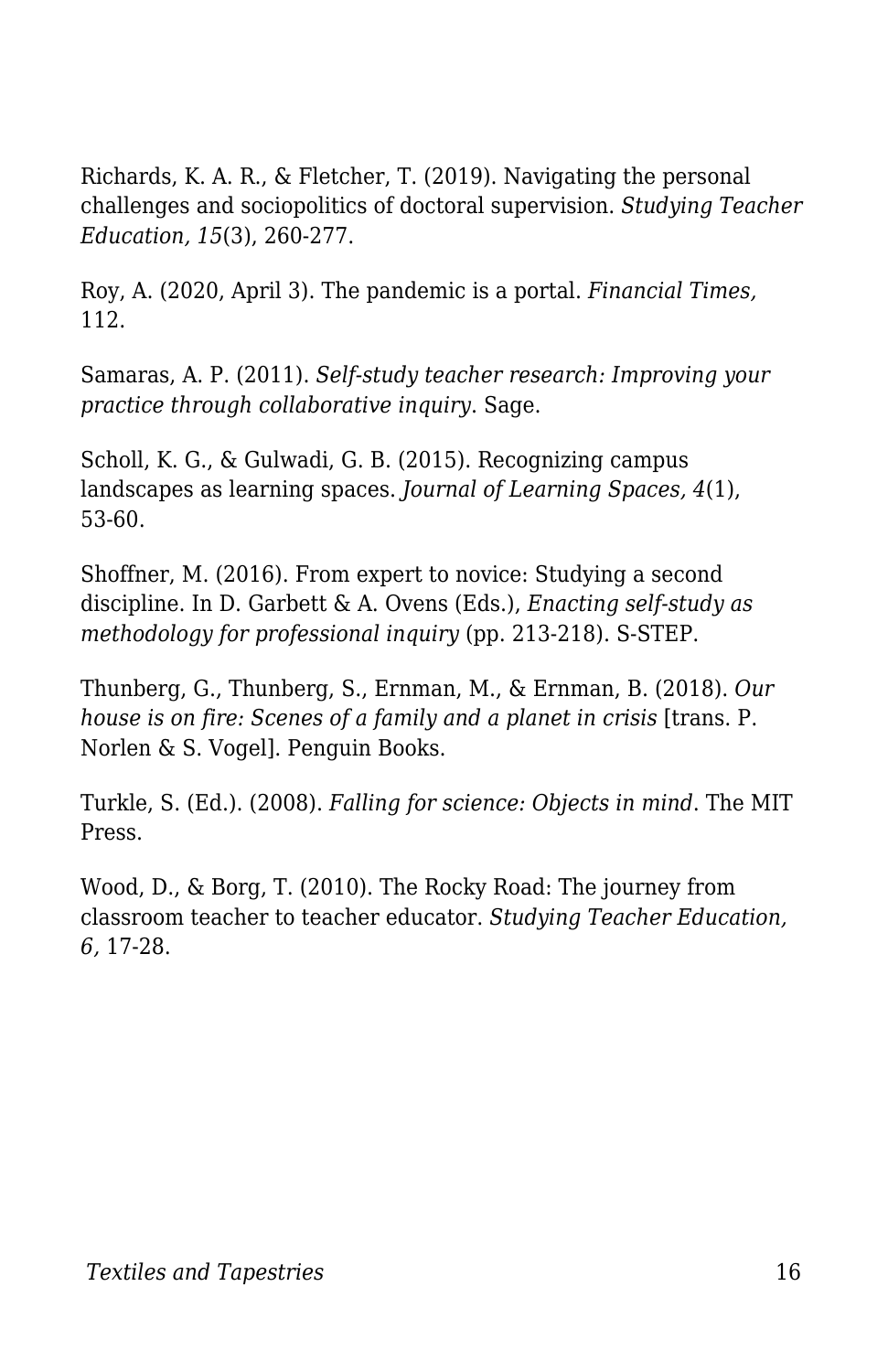Richards, K. A. R., & Fletcher, T. (2019). Navigating the personal challenges and sociopolitics of doctoral supervision. *Studying Teacher Education, 15*(3), 260-277.

Roy, A. (2020, April 3). The pandemic is a portal. *Financial Times,* 112.

Samaras, A. P. (2011). *Self-study teacher research: Improving your practice through collaborative inquiry*. Sage.

Scholl, K. G., & Gulwadi, G. B. (2015). Recognizing campus landscapes as learning spaces. *Journal of Learning Spaces, 4*(1), 53-60.

Shoffner, M. (2016). From expert to novice: Studying a second discipline. In D. Garbett & A. Ovens (Eds.), *Enacting self-study as methodology for professional inquiry* (pp. 213-218). S-STEP.

Thunberg, G., Thunberg, S., Ernman, M., & Ernman, B. (2018). *Our house is on fire: Scenes of a family and a planet in crisis* [trans. P. Norlen & S. Vogel]. Penguin Books.

Turkle, S. (Ed.). (2008). *Falling for science: Objects in mind*. The MIT Press.

Wood, D., & Borg, T. (2010). The Rocky Road: The journey from classroom teacher to teacher educator. *Studying Teacher Education, 6,* 17-28.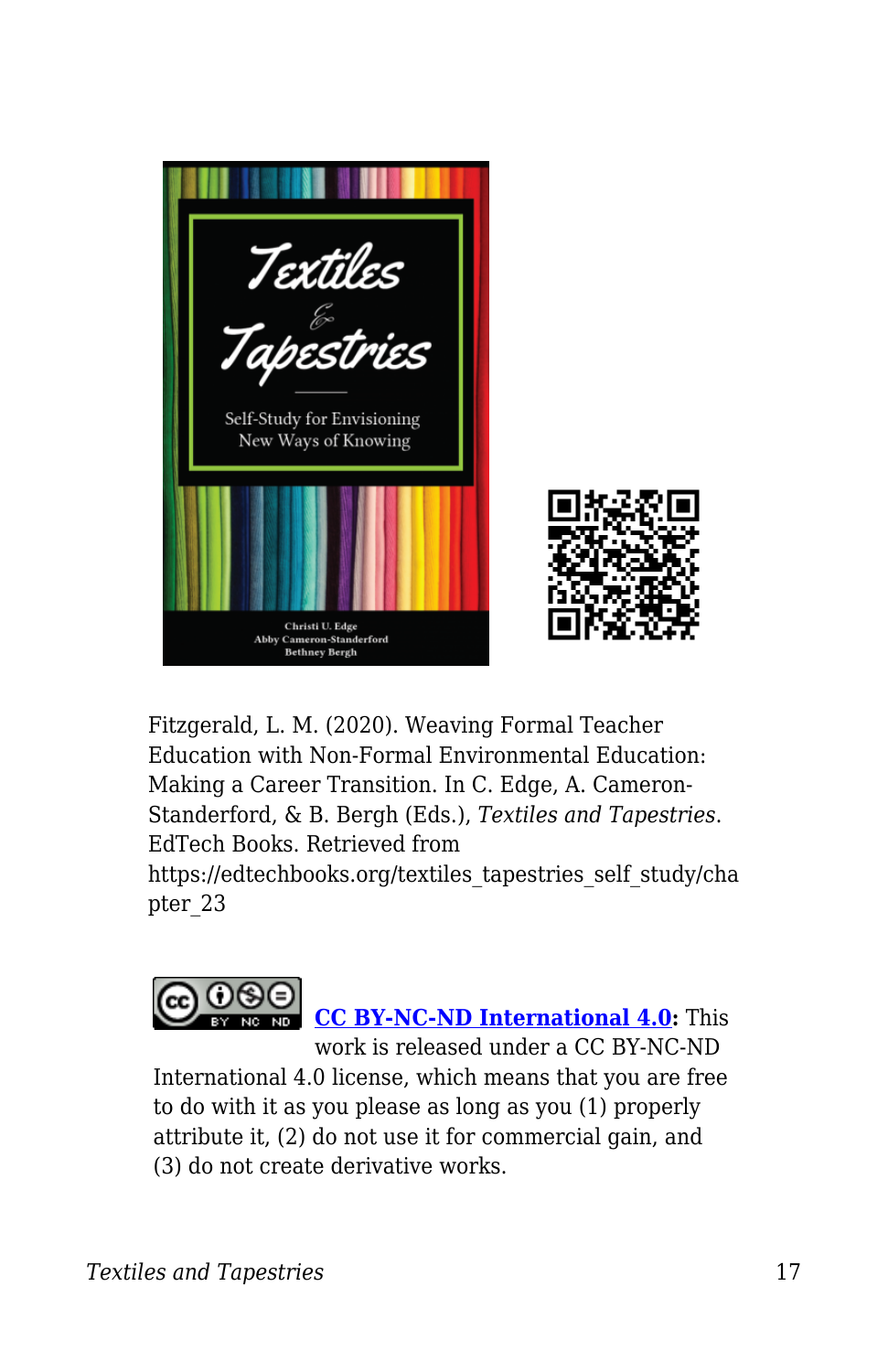Fitzgerald, L. M. (2020). Weaving Formal Teacher Education with Non-Formal Environmental Education: Making a Career Transition. In C. Edge, A. Cameron-Standerford, & B. Bergh (Eds.), *Textiles and Tapestries*. EdTech Books. Retrieved from https://edtechbooks.org/textiles_tapestries_self_study/chapter_23

**CC BY-NC-ND International 4.0:** This work is released under a CC BY-NC-ND International 4.0 license, which means that you are free to do with it as you please as long as you (1) properly attribute it, (2) do not use it for commercial gain, and (3) do not create derivative works.